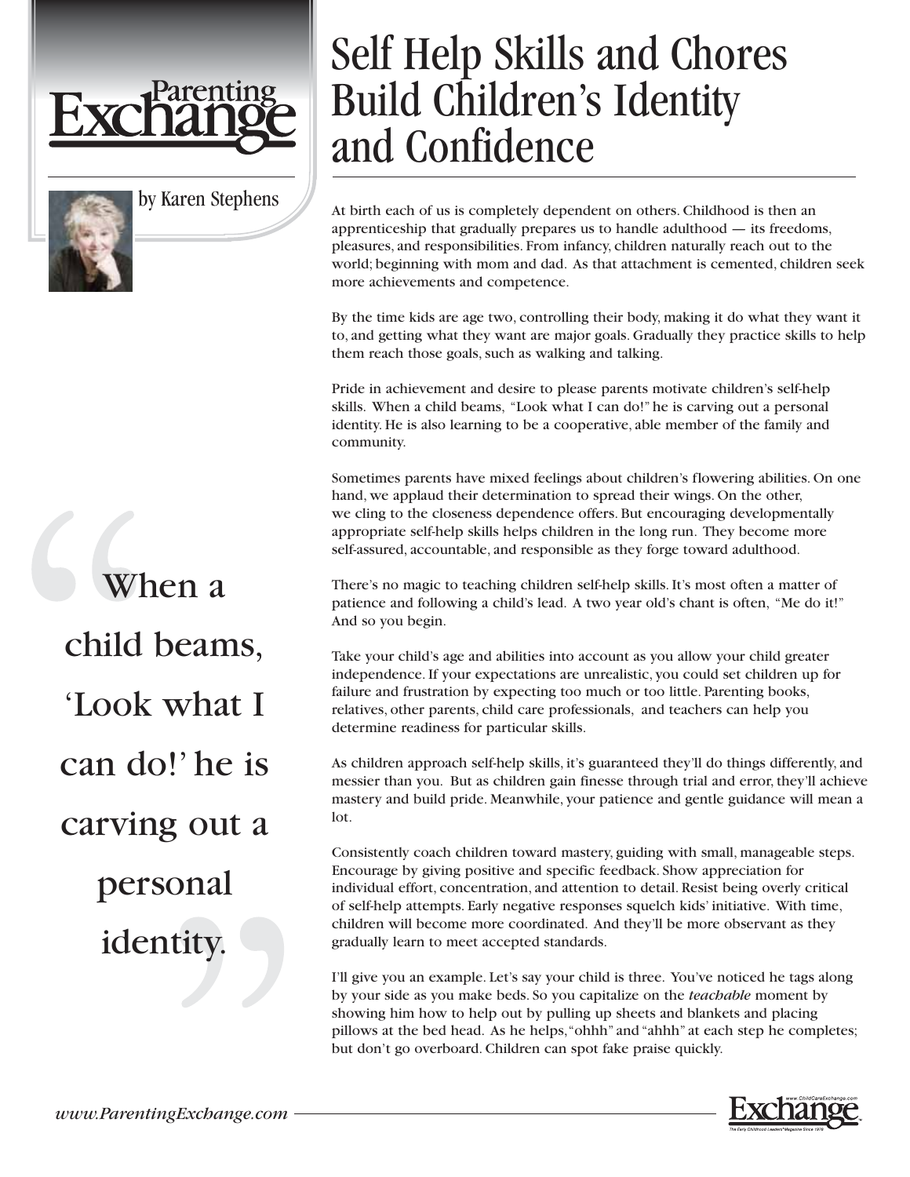# Self Help Skills and Chores Build Children's Identity and Confidence

by Karen Stephens

At birth each of us is completely dependent on others. Childhood is then an apprenticeship that gradually prepares us to handle adulthood — its freedoms, pleasures, and responsibilities. From infancy, children naturally reach out to the world; beginning with mom and dad. As that attachment is cemented, children seek more achievements and competence.

By the time kids are age two, controlling their body, making it do what they want it to, and getting what they want are major goals. Gradually they practice skills to help them reach those goals, such as walking and talking.

Pride in achievement and desire to please parents motivate children's self-help skills. When a child beams, "Look what I can do!" he is carving out a personal identity. He is also learning to be a cooperative, able member of the family and community.

> "When a child beams, 'Look what I can do!' he is carving out a personal identity."

Sometimes parents have mixed feelings about children's flowering abilities. On one hand, we applaud their determination to spread their wings. On the other, we cling to the closeness dependence offers. But encouraging developmentally appropriate self-help skills helps children in the long run. They become more self-assured, accountable, and responsible as they forge toward adulthood.

There's no magic to teaching children self-help skills. It's most often a matter of patience and following a child's lead. A two year old's chant is often, "Me do it!" And so you begin.

Take your child's age and abilities into account as you allow your child greater independence. If your expectations are unrealistic, you could set children up for failure and frustration by expecting too much or too little. Parenting books, relatives, other parents, child care professionals, and teachers can help you determine readiness for particular skills.

As children approach self-help skills, it's guaranteed they'll do things differently, and messier than you. But as children gain finesse through trial and error, they'll achieve mastery and build pride. Meanwhile, your patience and gentle guidance will mean a lot.

Consistently coach children toward mastery, guiding with small, manageable steps. Encourage by giving positive and specific feedback. Show appreciation for individual effort, concentration, and attention to detail. Resist being overly critical of self-help attempts. Early negative responses squelch kids' initiative. With time, children will become more coordinated. And they'll be more observant as they gradually learn to meet accepted standards.

I'll give you an example. Let's say your child is three. You've noticed he tags along by your side as you make beds. So you capitalize on the *teachable* moment by showing him how to help out by pulling up sheets and blankets and placing pillows at the bed head. As he helps, "ohhh" and "ahhh" at each step he completes; but don't go overboard. Children can spot fake praise quickly.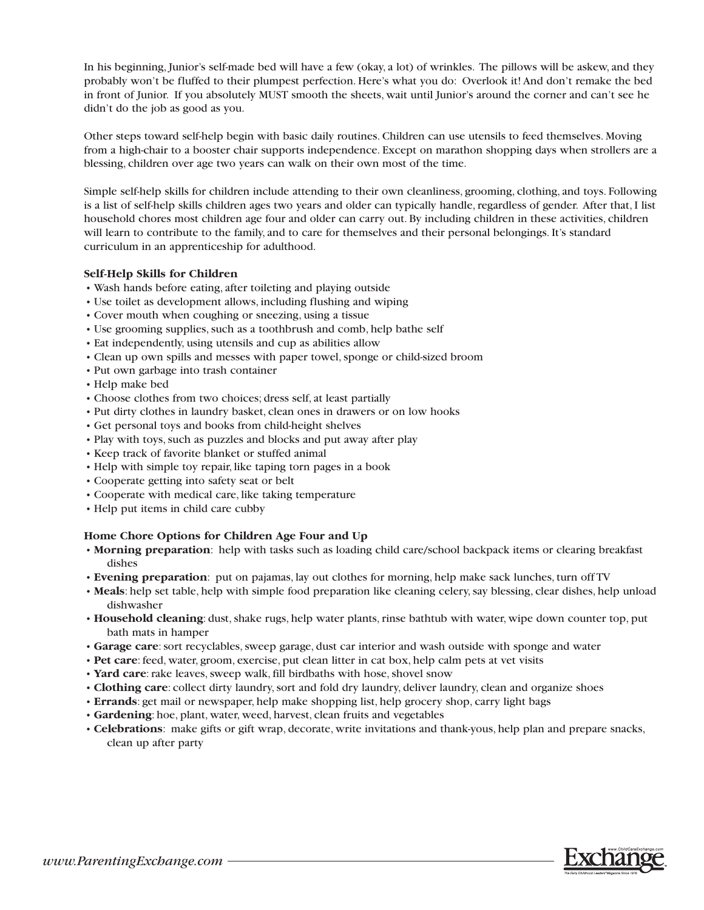In his beginning, Junior's self-made bed will have a few (okay, a lot) of wrinkles. The pillows will be askew, and they probably won't be fluffed to their plumpest perfection. Here's what you do: Overlook it! And don't remake the bed in front of Junior. If you absolutely MUST smooth the sheets, wait until Junior's around the corner and can't see he didn't do the job as good as you.

Other steps toward self-help begin with basic daily routines. Children can use utensils to feed themselves. Moving from a high-chair to a booster chair supports independence. Except on marathon shopping days when strollers are a blessing, children over age two years can walk on their own most of the time.

Simple self-help skills for children include attending to their own cleanliness, grooming, clothing, and toys. Following is a list of self-help skills children ages two years and older can typically handle, regardless of gender. After that, I list household chores most children age four and older can carry out. By including children in these activities, children will learn to contribute to the family, and to care for themselves and their personal belongings. It's standard curriculum in an apprenticeship for adulthood.

**Self-Help Skills for Children**

- Wash hands before eating, after toileting and playing outside
- Use toilet as development allows, including flushing and wiping
- Cover mouth when coughing or sneezing, using a tissue
- Use grooming supplies, such as a toothbrush and comb, help bathe self
- Eat independently, using utensils and cup as abilities allow
- Clean up own spills and messes with paper towel, sponge or child-sized broom
- Put own garbage into trash container
- Help make bed
- Choose clothes from two choices; dress self, at least partially
- Put dirty clothes in laundry basket, clean ones in drawers or on low hooks
- Get personal toys and books from child-height shelves
- Play with toys, such as puzzles and blocks and put away after play
- Keep track of favorite blanket or stuffed animal
- Help with simple toy repair, like taping torn pages in a book
- Cooperate getting into safety seat or belt
- Cooperate with medical care, like taking temperature
- Help put items in child care cubby

**Home Chore Options for Children Age Four and Up**

- **Morning preparation**: help with tasks such as loading child care/school backpack items or clearing breakfast dishes
- **Evening preparation**: put on pajamas, lay out clothes for morning, help make sack lunches, turn off TV
- **Meals**: help set table, help with simple food preparation like cleaning celery, say blessing, clear dishes, help unload dishwasher
- **Household cleaning**: dust, shake rugs, help water plants, rinse bathtub with water, wipe down counter top, put bath mats in hamper
- **Garage care**: sort recyclables, sweep garage, dust car interior and wash outside with sponge and water
- **Pet care**: feed, water, groom, exercise, put clean litter in cat box, help calm pets at vet visits
- **Yard care**: rake leaves, sweep walk, fill birdbaths with hose, shovel snow
- **Clothing care**: collect dirty laundry, sort and fold dry laundry, deliver laundry, clean and organize shoes
- **Errands**: get mail or newspaper, help make shopping list, help grocery shop, carry light bags
- **Gardening**: hoe, plant, water, weed, harvest, clean fruits and vegetables
- **Celebrations**: make gifts or gift wrap, decorate, write invitations and thank-yous, help plan and prepare snacks, clean up after party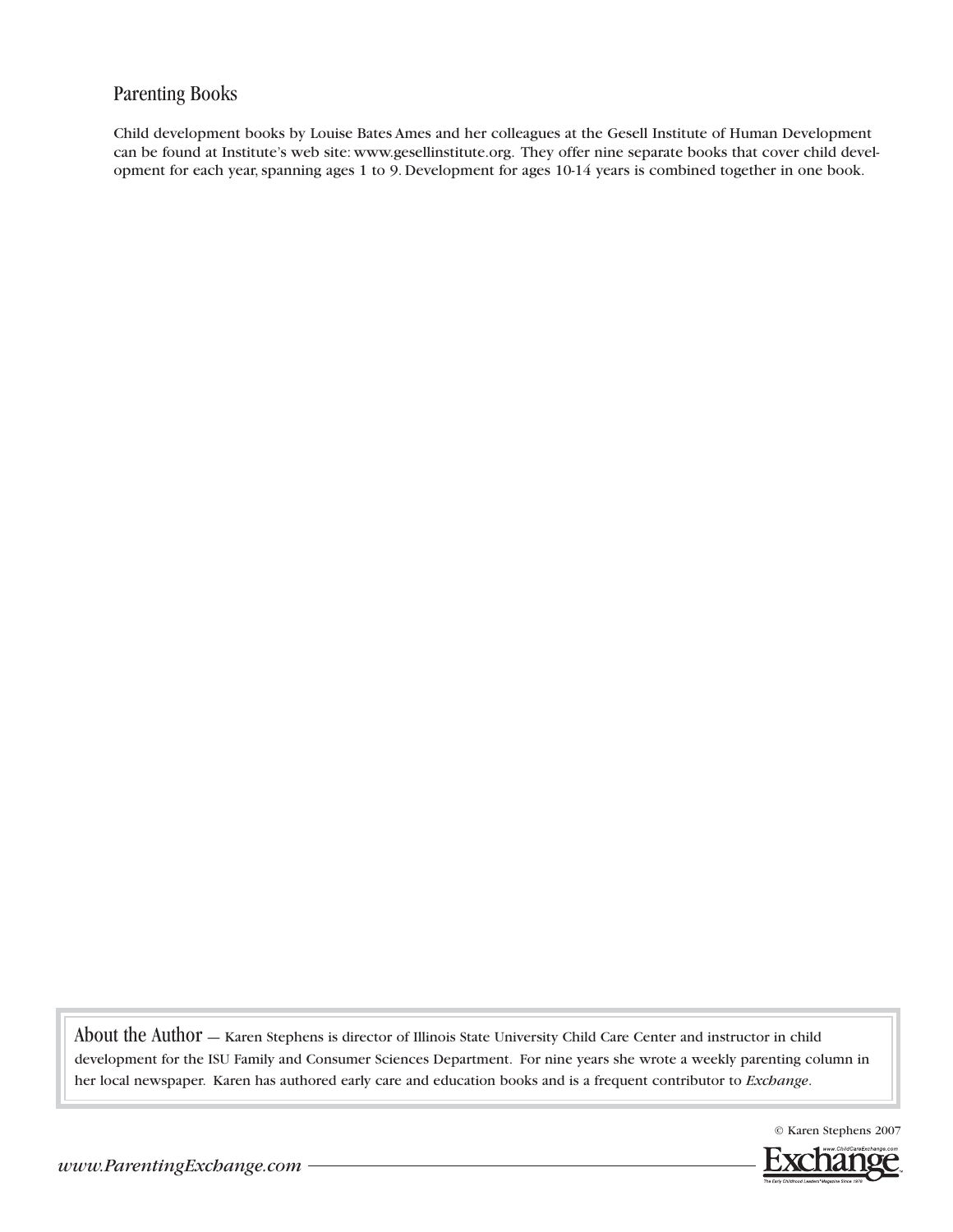## Parenting Books

Child development books by Louise Bates Ames and her colleagues at the Gesell Institute of Human Development can be found at Institute's web site: www.gesellinstitute.org. They offer nine separate books that cover child development for each year, spanning ages 1 to 9. Development for ages 10-14 years is combined together in one book.

**About the Author** — Karen Stephens is director of Illinois State University Child Care Center and instructor in child development for the ISU Family and Consumer Sciences Department. For nine years she wrote a weekly parenting column in her local newspaper. Karen has authored early care and education books and is a frequent contributor to *Exchange*.

© Karen Stephens 2007